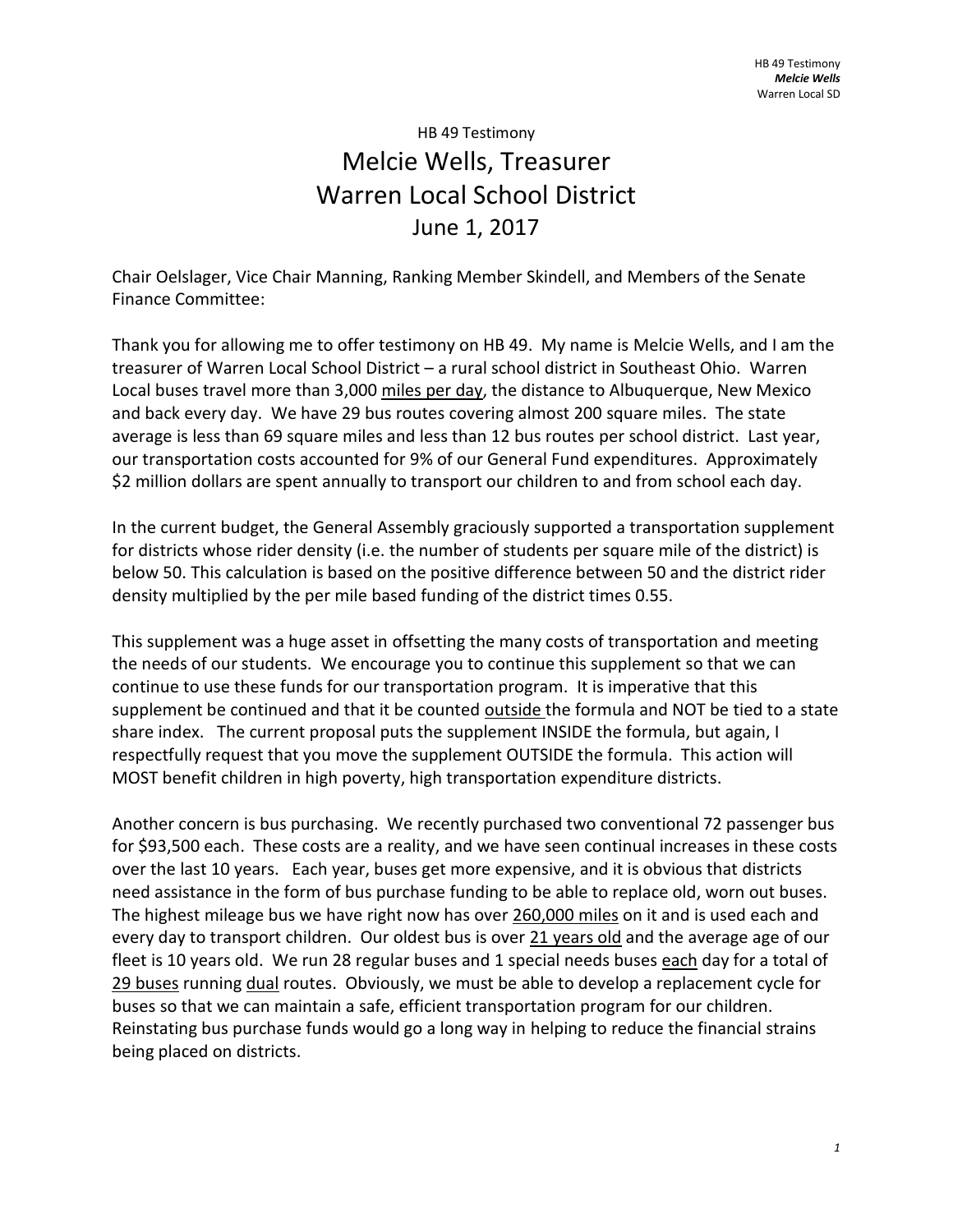HB 49 Testimony

# Melcie Wells, Treasurer
# Warren Local School District
# June 1, 2017

Chair Oelslager, Vice Chair Manning, Ranking Member Skindell, and Members of the Senate Finance Committee:

Thank you for allowing me to offer testimony on HB 49. My name is Melcie Wells, and I am the treasurer of Warren Local School District – a rural school district in Southeast Ohio. Warren Local buses travel more than 3,000 <u>miles per day</u>, the distance to Albuquerque, New Mexico and back every day. We have 29 bus routes covering almost 200 square miles. The state average is less than 69 square miles and less than 12 bus routes per school district. Last year, our transportation costs accounted for 9% of our General Fund expenditures. Approximately $2 million dollars are spent annually to transport our children to and from school each day.

In the current budget, the General Assembly graciously supported a transportation supplement for districts whose rider density (i.e. the number of students per square mile of the district) is below 50. This calculation is based on the positive difference between 50 and the district rider density multiplied by the per mile based funding of the district times 0.55.

This supplement was a huge asset in offsetting the many costs of transportation and meeting the needs of our students. We encourage you to continue this supplement so that we can continue to use these funds for our transportation program. It is imperative that this supplement be continued and that it be counted <u>outside</u> the formula and NOT be tied to a state share index. The current proposal puts the supplement INSIDE the formula, but again, I respectfully request that you move the supplement OUTSIDE the formula. This action will MOST benefit children in high poverty, high transportation expenditure districts.

Another concern is bus purchasing. We recently purchased two conventional 72 passenger bus for $93,500 each. These costs are a reality, and we have seen continual increases in these costs over the last 10 years. Each year, buses get more expensive, and it is obvious that districts need assistance in the form of bus purchase funding to be able to replace old, worn out buses. The highest mileage bus we have right now has over <u>260,000 miles</u> on it and is used each and every day to transport children. Our oldest bus is over <u>21 years old</u> and the average age of our fleet is 10 years old. We run 28 regular buses and 1 special needs buses <u>each</u> day for a total of <u>29 buses</u> running <u>dual</u> routes. Obviously, we must be able to develop a replacement cycle for buses so that we can maintain a safe, efficient transportation program for our children. Reinstating bus purchase funds would go a long way in helping to reduce the financial strains being placed on districts.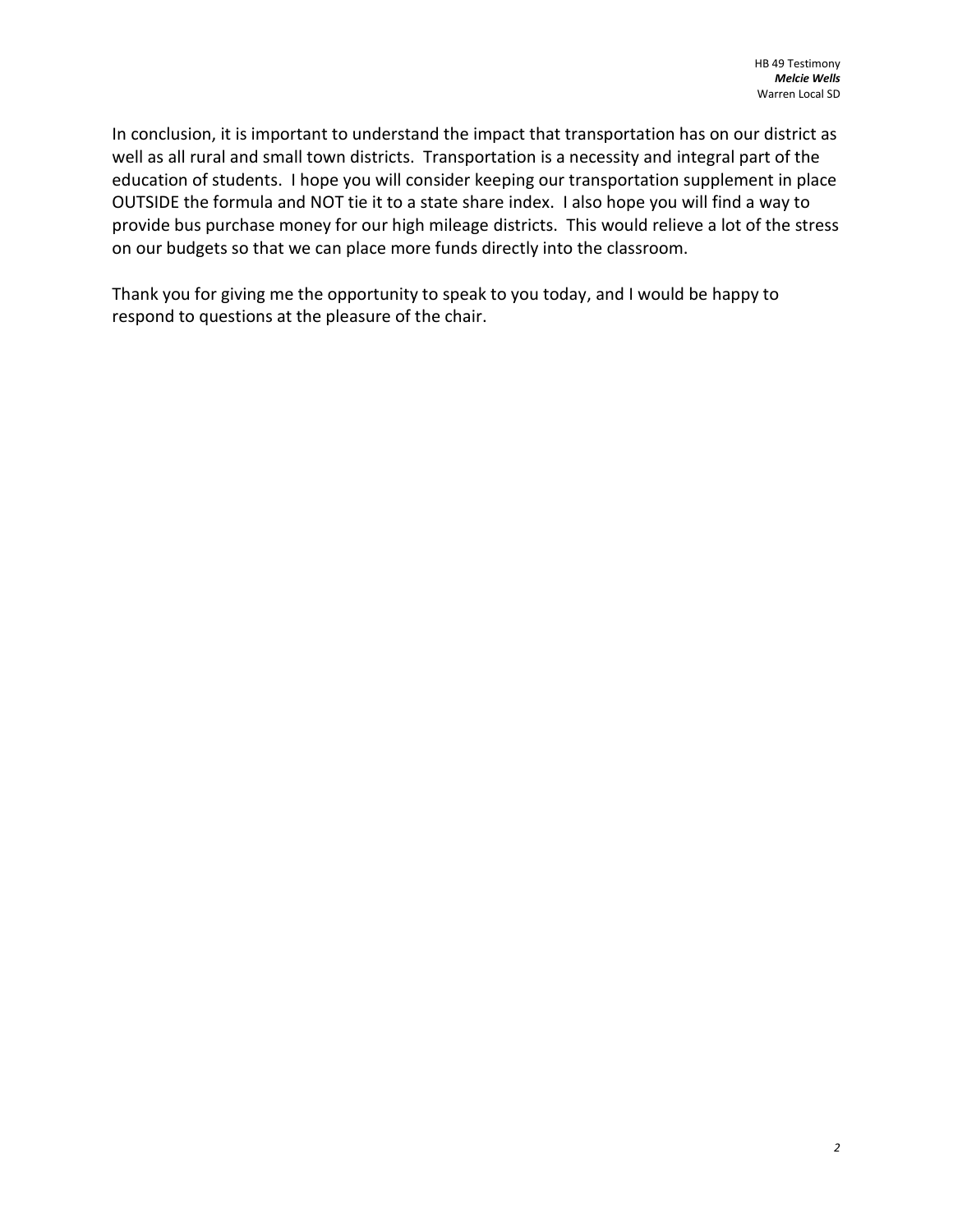In conclusion, it is important to understand the impact that transportation has on our district as well as all rural and small town districts. Transportation is a necessity and integral part of the education of students. I hope you will consider keeping our transportation supplement in place OUTSIDE the formula and NOT tie it to a state share index. I also hope you will find a way to provide bus purchase money for our high mileage districts. This would relieve a lot of the stress on our budgets so that we can place more funds directly into the classroom.

Thank you for giving me the opportunity to speak to you today, and I would be happy to respond to questions at the pleasure of the chair.